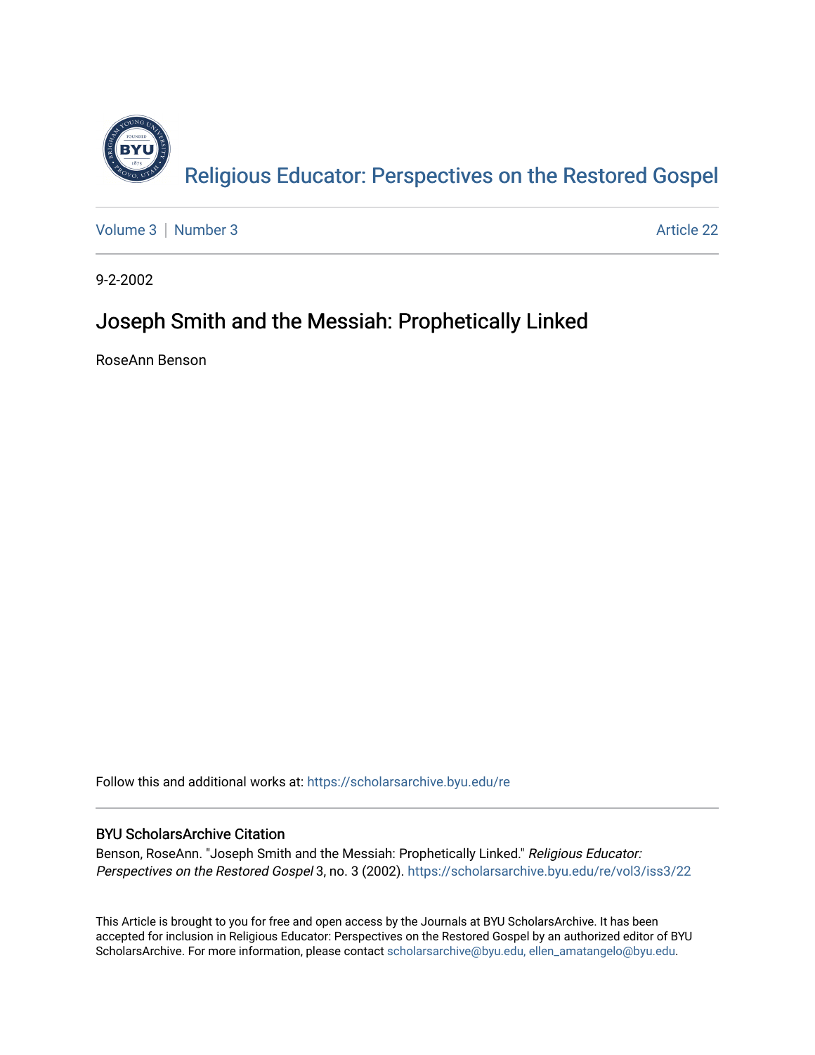Religious Educator: Perspectives on the Restored Gospel

Volume 3 | Number 3

Article 22

9-2-2002

# Joseph Smith and the Messiah: Prophetically Linked

RoseAnn Benson

Follow this and additional works at: https://scholarsarchive.byu.edu/re

## BYU ScholarsArchive Citation

Benson, RoseAnn. "Joseph Smith and the Messiah: Prophetically Linked." *Religious Educator: Perspectives on the Restored Gospel* 3, no. 3 (2002). https://scholarsarchive.byu.edu/re/vol3/iss3/22

This Article is brought to you for free and open access by the Journals at BYU ScholarsArchive. It has been accepted for inclusion in Religious Educator: Perspectives on the Restored Gospel by an authorized editor of BYU ScholarsArchive. For more information, please contact scholarsarchive@byu.edu, ellen_amatangelo@byu.edu.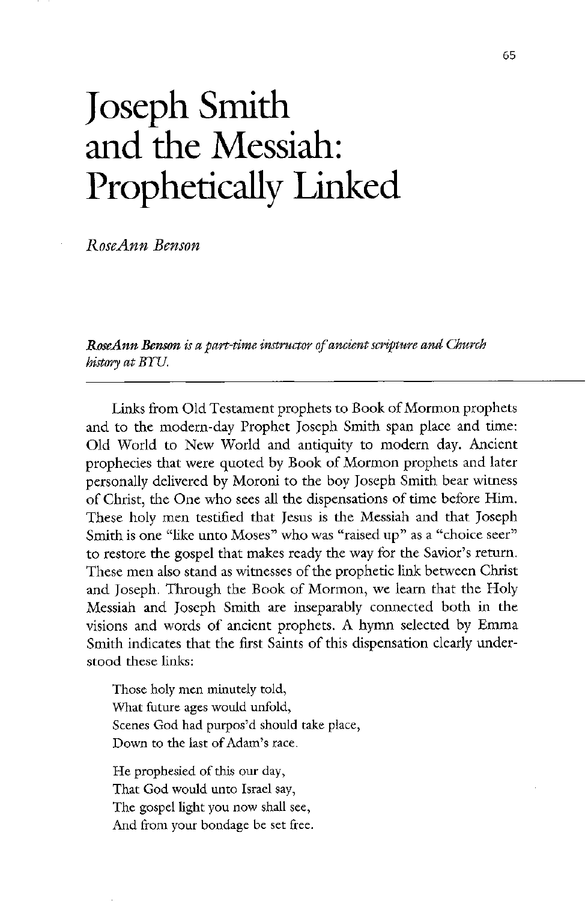# Joseph Smith and the Messiah: Prophetically Linked

*RoseAnn Benson*

***RoseAnn Benson** is a part-time instructor of ancient scripture and Church history at BYU.*

Links from Old Testament prophets to Book of Mormon prophets and to the modern-day Prophet Joseph Smith span place and time: Old World to New World and antiquity to modern day. Ancient prophecies that were quoted by Book of Mormon prophets and later personally delivered by Moroni to the boy Joseph Smith bear witness of Christ, the One who sees all the dispensations of time before Him. These holy men testified that Jesus is the Messiah and that Joseph Smith is one "like unto Moses" who was "raised up" as a "choice seer" to restore the gospel that makes ready the way for the Savior's return. These men also stand as witnesses of the prophetic link between Christ and Joseph. Through the Book of Mormon, we learn that the Holy Messiah and Joseph Smith are inseparably connected both in the visions and words of ancient prophets. A hymn selected by Emma Smith indicates that the first Saints of this dispensation clearly understood these links:

> Those holy men minutely told,
> What future ages would unfold,
> Scenes God had purpos'd should take place,
> Down to the last of Adam's race.
>
> He prophesied of this our day,
> That God would unto Israel say,
> The gospel light you now shall see,
> And from your bondage be set free.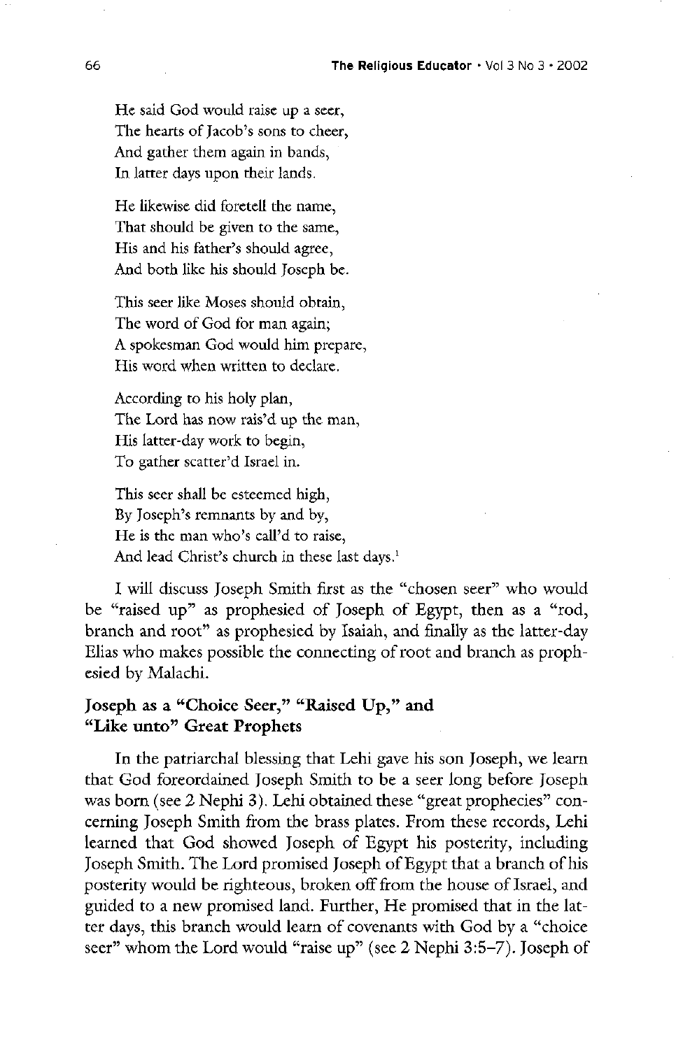He said God would raise up a seer,  
The hearts of Jacob's sons to cheer,  
And gather them again in bands,  
In latter days upon their lands.

He likewise did foretell the name,  
That should be given to the same,  
His and his father's should agree,  
And both like his should Joseph be.

This seer like Moses should obtain,  
The word of God for man again;  
A spokesman God would him prepare,  
His word when written to declare.

According to his holy plan,  
The Lord has now rais'd up the man,  
His latter-day work to begin,  
To gather scatter'd Israel in.

This seer shall be esteemed high,  
By Joseph's remnants by and by,  
He is the man who's call'd to raise,  
And lead Christ's church in these last days.[1]

I will discuss Joseph Smith first as the "chosen seer" who would be "raised up" as prophesied of Joseph of Egypt, then as a "rod, branch and root" as prophesied by Isaiah, and finally as the latter-day Elias who makes possible the connecting of root and branch as prophesied by Malachi.

## Joseph as a "Choice Seer," "Raised Up," and "Like unto" Great Prophets

In the patriarchal blessing that Lehi gave his son Joseph, we learn that God foreordained Joseph Smith to be a seer long before Joseph was born (see 2 Nephi 3). Lehi obtained these "great prophecies" concerning Joseph Smith from the brass plates. From these records, Lehi learned that God showed Joseph of Egypt his posterity, including Joseph Smith. The Lord promised Joseph of Egypt that a branch of his posterity would be righteous, broken off from the house of Israel, and guided to a new promised land. Further, He promised that in the latter days, this branch would learn of covenants with God by a "choice seer" whom the Lord would "raise up" (see 2 Nephi 3:5–7). Joseph of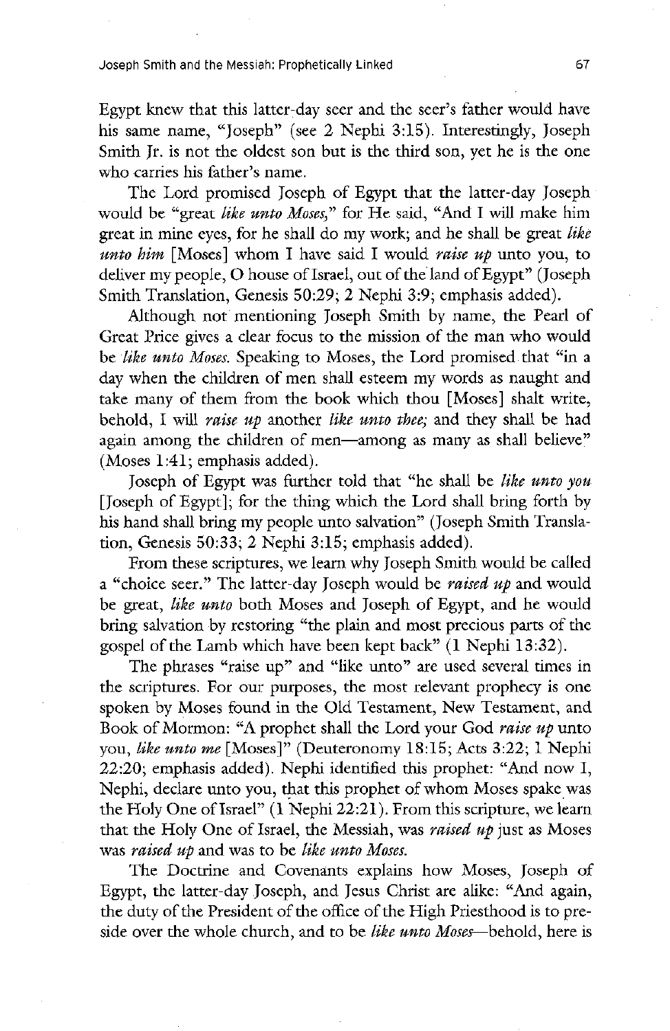Egypt knew that this latter-day seer and the seer's father would have his same name, "Joseph" (see 2 Nephi 3:15). Interestingly, Joseph Smith Jr. is not the oldest son but is the third son, yet he is the one who carries his father's name.

The Lord promised Joseph of Egypt that the latter-day Joseph would be "great *like unto Moses*," for He said, "And I will make him great in mine eyes, for he shall do my work; and he shall be great *like unto him* [Moses] whom I have said I would *raise up* unto you, to deliver my people, O house of Israel, out of the land of Egypt" (Joseph Smith Translation, Genesis 50:29; 2 Nephi 3:9; emphasis added).

Although not mentioning Joseph Smith by name, the Pearl of Great Price gives a clear focus to the mission of the man who would be *like unto Moses*. Speaking to Moses, the Lord promised that "in a day when the children of men shall esteem my words as naught and take many of them from the book which thou [Moses] shalt write, behold, I will *raise up* another *like unto thee;* and they shall be had again among the children of men—among as many as shall believe" (Moses 1:41; emphasis added).

Joseph of Egypt was further told that "he shall be *like unto you* [Joseph of Egypt]; for the thing which the Lord shall bring forth by his hand shall bring my people unto salvation" (Joseph Smith Translation, Genesis 50:33; 2 Nephi 3:15; emphasis added).

From these scriptures, we learn why Joseph Smith would be called a "choice seer." The latter-day Joseph would be *raised up* and would be great, *like unto* both Moses and Joseph of Egypt, and he would bring salvation by restoring "the plain and most precious parts of the gospel of the Lamb which have been kept back" (1 Nephi 13:32).

The phrases "raise up" and "like unto" are used several times in the scriptures. For our purposes, the most relevant prophecy is one spoken by Moses found in the Old Testament, New Testament, and Book of Mormon: "A prophet shall the Lord your God *raise up* unto you, *like unto me* [Moses]" (Deuteronomy 18:15; Acts 3:22; 1 Nephi 22:20; emphasis added). Nephi identified this prophet: "And now I, Nephi, declare unto you, that this prophet of whom Moses spake was the Holy One of Israel" (1 Nephi 22:21). From this scripture, we learn that the Holy One of Israel, the Messiah, was *raised up* just as Moses was *raised up* and was to be *like unto Moses*.

The Doctrine and Covenants explains how Moses, Joseph of Egypt, the latter-day Joseph, and Jesus Christ are alike: "And again, the duty of the President of the office of the High Priesthood is to preside over the whole church, and to be *like unto Moses*—behold, here is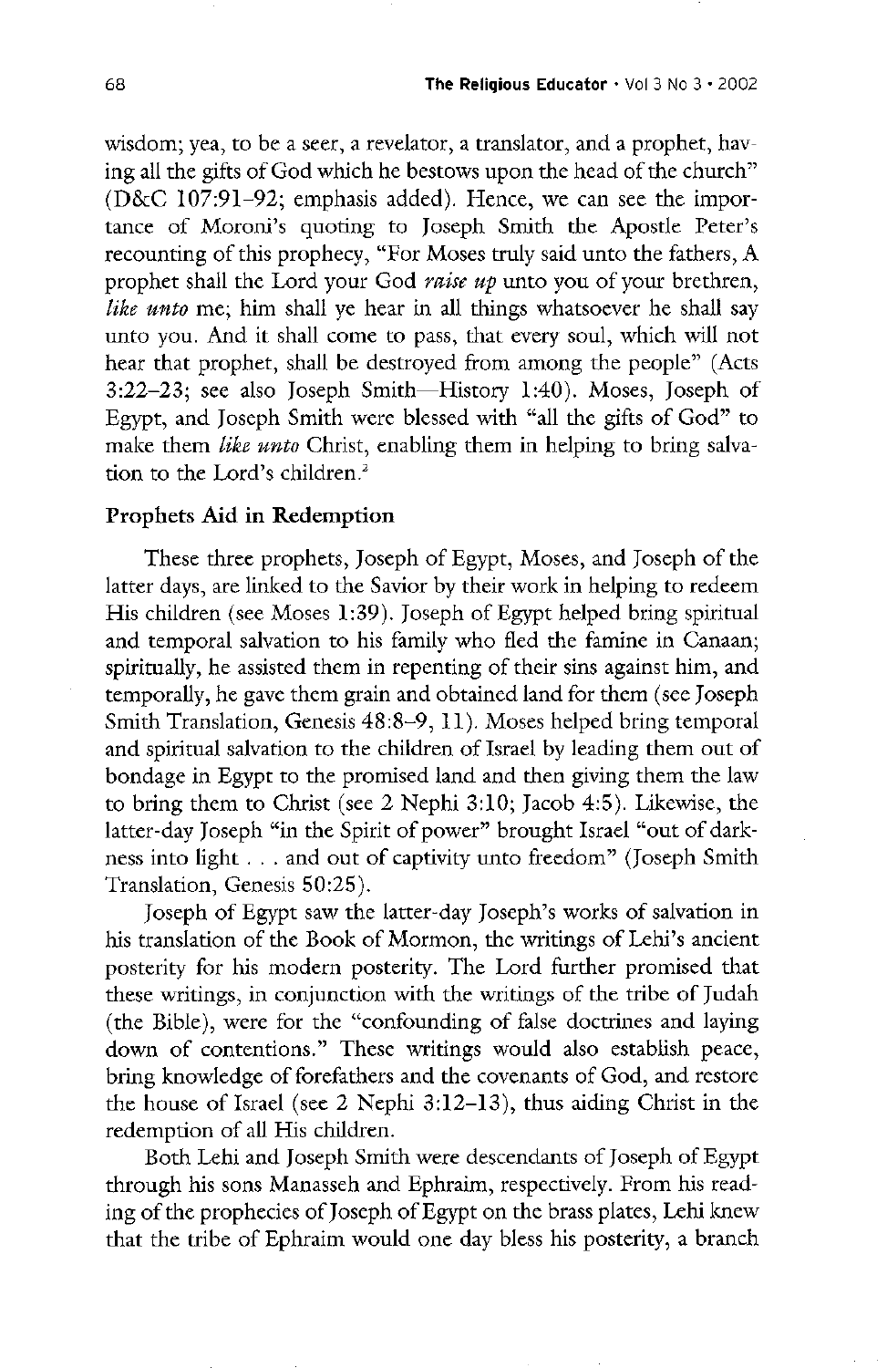wisdom; yea, to be a seer, a revelator, a translator, and a prophet, having all the gifts of God which he bestows upon the head of the church" (D&C 107:91–92; emphasis added). Hence, we can see the importance of Moroni's quoting to Joseph Smith the Apostle Peter's recounting of this prophecy, "For Moses truly said unto the fathers, A prophet shall the Lord your God *raise up* unto you of your brethren, *like unto* me; him shall ye hear in all things whatsoever he shall say unto you. And it shall come to pass, that every soul, which will not hear that prophet, shall be destroyed from among the people" (Acts 3:22–23; see also Joseph Smith—History 1:40). Moses, Joseph of Egypt, and Joseph Smith were blessed with "all the gifts of God" to make them *like unto* Christ, enabling them in helping to bring salvation to the Lord's children.[2]

### Prophets Aid in Redemption

These three prophets, Joseph of Egypt, Moses, and Joseph of the latter days, are linked to the Savior by their work in helping to redeem His children (see Moses 1:39). Joseph of Egypt helped bring spiritual and temporal salvation to his family who fled the famine in Canaan; spiritually, he assisted them in repenting of their sins against him, and temporally, he gave them grain and obtained land for them (see Joseph Smith Translation, Genesis 48:8–9, 11). Moses helped bring temporal and spiritual salvation to the children of Israel by leading them out of bondage in Egypt to the promised land and then giving them the law to bring them to Christ (see 2 Nephi 3:10; Jacob 4:5). Likewise, the latter-day Joseph "in the Spirit of power" brought Israel "out of darkness into light . . . and out of captivity unto freedom" (Joseph Smith Translation, Genesis 50:25).

Joseph of Egypt saw the latter-day Joseph's works of salvation in his translation of the Book of Mormon, the writings of Lehi's ancient posterity for his modern posterity. The Lord further promised that these writings, in conjunction with the writings of the tribe of Judah (the Bible), were for the "confounding of false doctrines and laying down of contentions." These writings would also establish peace, bring knowledge of forefathers and the covenants of God, and restore the house of Israel (see 2 Nephi 3:12–13), thus aiding Christ in the redemption of all His children.

Both Lehi and Joseph Smith were descendants of Joseph of Egypt through his sons Manasseh and Ephraim, respectively. From his reading of the prophecies of Joseph of Egypt on the brass plates, Lehi knew that the tribe of Ephraim would one day bless his posterity, a branch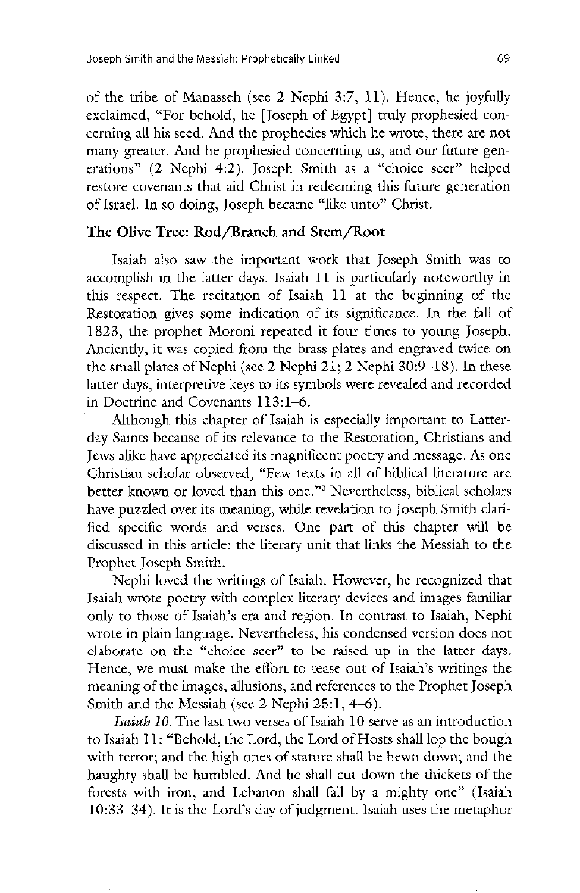of the tribe of Manasseh (see 2 Nephi 3:7, 11). Hence, he joyfully exclaimed, "For behold, he [Joseph of Egypt] truly prophesied concerning all his seed. And the prophecies which he wrote, there are not many greater. And he prophesied concerning us, and our future generations" (2 Nephi 4:2). Joseph Smith as a "choice seer" helped restore covenants that aid Christ in redeeming this future generation of Israel. In so doing, Joseph became "like unto" Christ.

## The Olive Tree: Rod/Branch and Stem/Root

Isaiah also saw the important work that Joseph Smith was to accomplish in the latter days. Isaiah 11 is particularly noteworthy in this respect. The recitation of Isaiah 11 at the beginning of the Restoration gives some indication of its significance. In the fall of 1823, the prophet Moroni repeated it four times to young Joseph. Anciently, it was copied from the brass plates and engraved twice on the small plates of Nephi (see 2 Nephi 21; 2 Nephi 30:9–18). In these latter days, interpretive keys to its symbols were revealed and recorded in Doctrine and Covenants 113:1–6.

Although this chapter of Isaiah is especially important to Latter-day Saints because of its relevance to the Restoration, Christians and Jews alike have appreciated its magnificent poetry and message. As one Christian scholar observed, "Few texts in all of biblical literature are better known or loved than this one."[3] Nevertheless, biblical scholars have puzzled over its meaning, while revelation to Joseph Smith clarified specific words and verses. One part of this chapter will be discussed in this article: the literary unit that links the Messiah to the Prophet Joseph Smith.

Nephi loved the writings of Isaiah. However, he recognized that Isaiah wrote poetry with complex literary devices and images familiar only to those of Isaiah's era and region. In contrast to Isaiah, Nephi wrote in plain language. Nevertheless, his condensed version does not elaborate on the "choice seer" to be raised up in the latter days. Hence, we must make the effort to tease out of Isaiah's writings the meaning of the images, allusions, and references to the Prophet Joseph Smith and the Messiah (see 2 Nephi 25:1, 4–6).

*Isaiah 10.* The last two verses of Isaiah 10 serve as an introduction to Isaiah 11: "Behold, the Lord, the Lord of Hosts shall lop the bough with terror; and the high ones of stature shall be hewn down; and the haughty shall be humbled. And he shall cut down the thickets of the forests with iron, and Lebanon shall fall by a mighty one" (Isaiah 10:33–34). It is the Lord's day of judgment. Isaiah uses the metaphor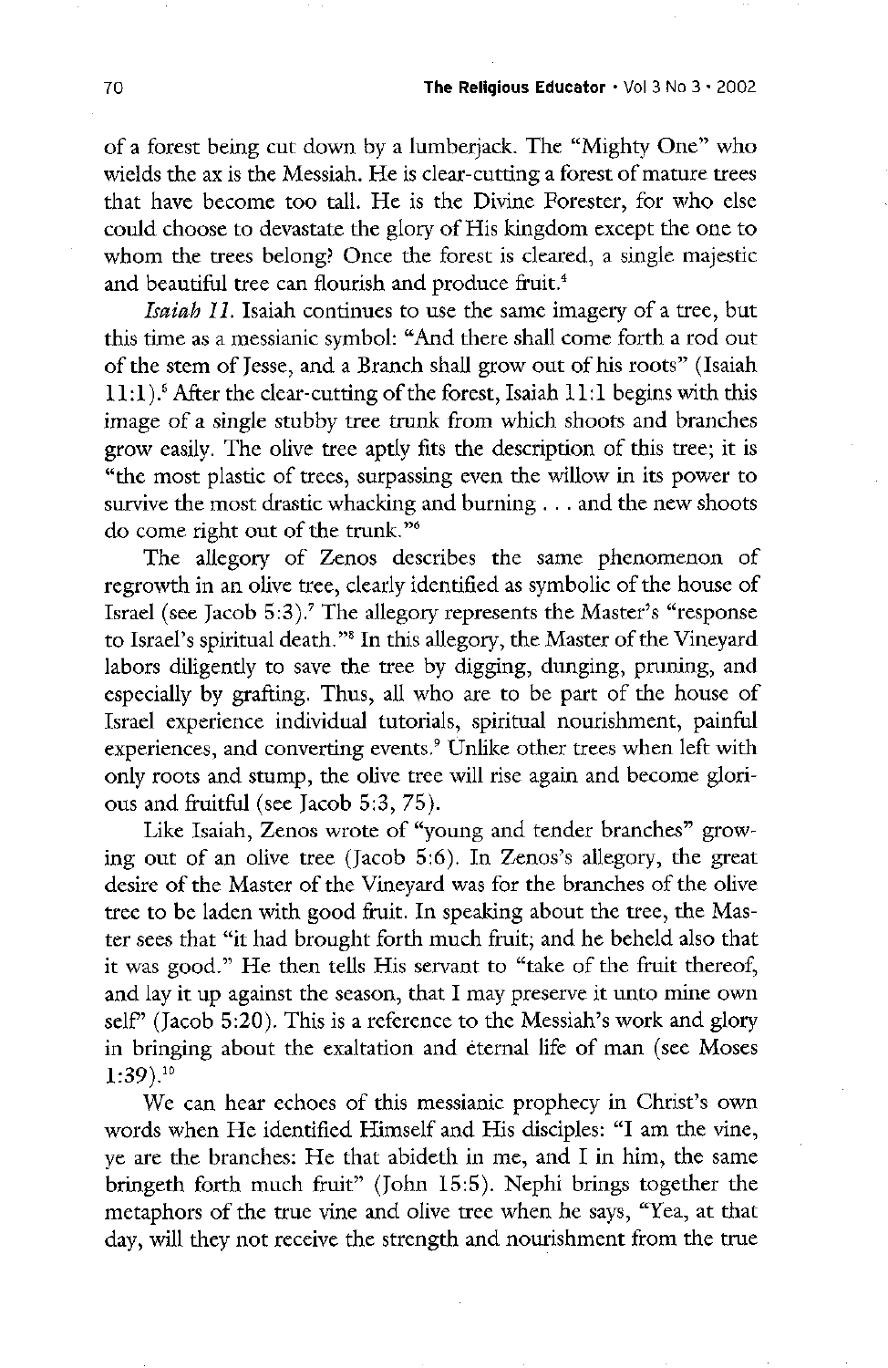of a forest being cut down by a lumberjack. The "Mighty One" who wields the ax is the Messiah. He is clear-cutting a forest of mature trees that have become too tall. He is the Divine Forester, for who else could choose to devastate the glory of His kingdom except the one to whom the trees belong? Once the forest is cleared, a single majestic and beautiful tree can flourish and produce fruit.[4]

*Isaiah 11.* Isaiah continues to use the same imagery of a tree, but this time as a messianic symbol: "And there shall come forth a rod out of the stem of Jesse, and a Branch shall grow out of his roots" (Isaiah 11:1).[5] After the clear-cutting of the forest, Isaiah 11:1 begins with this image of a single stubby tree trunk from which shoots and branches grow easily. The olive tree aptly fits the description of this tree; it is "the most plastic of trees, surpassing even the willow in its power to survive the most drastic whacking and burning . . . and the new shoots do come right out of the trunk."[6]

The allegory of Zenos describes the same phenomenon of regrowth in an olive tree, clearly identified as symbolic of the house of Israel (see Jacob 5:3).[7] The allegory represents the Master's "response to Israel's spiritual death."[8] In this allegory, the Master of the Vineyard labors diligently to save the tree by digging, dunging, pruning, and especially by grafting. Thus, all who are to be part of the house of Israel experience individual tutorials, spiritual nourishment, painful experiences, and converting events.[9] Unlike other trees when left with only roots and stump, the olive tree will rise again and become glorious and fruitful (see Jacob 5:3, 75).

Like Isaiah, Zenos wrote of "young and tender branches" growing out of an olive tree (Jacob 5:6). In Zenos's allegory, the great desire of the Master of the Vineyard was for the branches of the olive tree to be laden with good fruit. In speaking about the tree, the Master sees that "it had brought forth much fruit; and he beheld also that it was good." He then tells His servant to "take of the fruit thereof, and lay it up against the season, that I may preserve it unto mine own self" (Jacob 5:20). This is a reference to the Messiah's work and glory in bringing about the exaltation and eternal life of man (see Moses 1:39).[10]

We can hear echoes of this messianic prophecy in Christ's own words when He identified Himself and His disciples: "I am the vine, ye are the branches: He that abideth in me, and I in him, the same bringeth forth much fruit" (John 15:5). Nephi brings together the metaphors of the true vine and olive tree when he says, "Yea, at that day, will they not receive the strength and nourishment from the true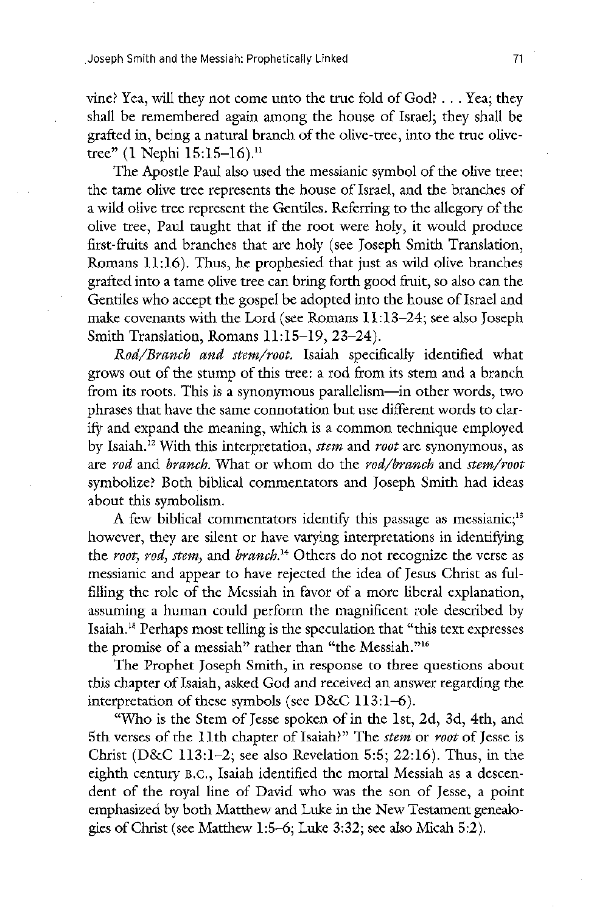vine? Yea, will they not come unto the true fold of God? . . . Yea; they shall be remembered again among the house of Israel; they shall be grafted in, being a natural branch of the olive-tree, into the true olive-tree" (1 Nephi 15:15–16).[11]

The Apostle Paul also used the messianic symbol of the olive tree: the tame olive tree represents the house of Israel, and the branches of a wild olive tree represent the Gentiles. Referring to the allegory of the olive tree, Paul taught that if the root were holy, it would produce first-fruits and branches that are holy (see Joseph Smith Translation, Romans 11:16). Thus, he prophesied that just as wild olive branches grafted into a tame olive tree can bring forth good fruit, so also can the Gentiles who accept the gospel be adopted into the house of Israel and make covenants with the Lord (see Romans 11:13–24; see also Joseph Smith Translation, Romans 11:15–19, 23–24).

*Rod/Branch and stem/root.* Isaiah specifically identified what grows out of the stump of this tree: a rod from its stem and a branch from its roots. This is a synonymous parallelism—in other words, two phrases that have the same connotation but use different words to clarify and expand the meaning, which is a common technique employed by Isaiah.[12] With this interpretation, *stem* and *root* are synonymous, as are *rod* and *branch*. What or whom do the *rod/branch* and *stem/root* symbolize? Both biblical commentators and Joseph Smith had ideas about this symbolism.

A few biblical commentators identify this passage as messianic;[13] however, they are silent or have varying interpretations in identifying the *root, rod, stem,* and *branch*.[14] Others do not recognize the verse as messianic and appear to have rejected the idea of Jesus Christ as fulfilling the role of the Messiah in favor of a more liberal explanation, assuming a human could perform the magnificent role described by Isaiah.[15] Perhaps most telling is the speculation that "this text expresses the promise of a messiah" rather than "the Messiah."[16]

The Prophet Joseph Smith, in response to three questions about this chapter of Isaiah, asked God and received an answer regarding the interpretation of these symbols (see D&C 113:1–6).

"Who is the Stem of Jesse spoken of in the 1st, 2d, 3d, 4th, and 5th verses of the 11th chapter of Isaiah?" The *stem* or *root* of Jesse is Christ (D&C 113:1–2; see also Revelation 5:5; 22:16). Thus, in the eighth century B.C., Isaiah identified the mortal Messiah as a descendent of the royal line of David who was the son of Jesse, a point emphasized by both Matthew and Luke in the New Testament genealogies of Christ (see Matthew 1:5–6; Luke 3:32; see also Micah 5:2).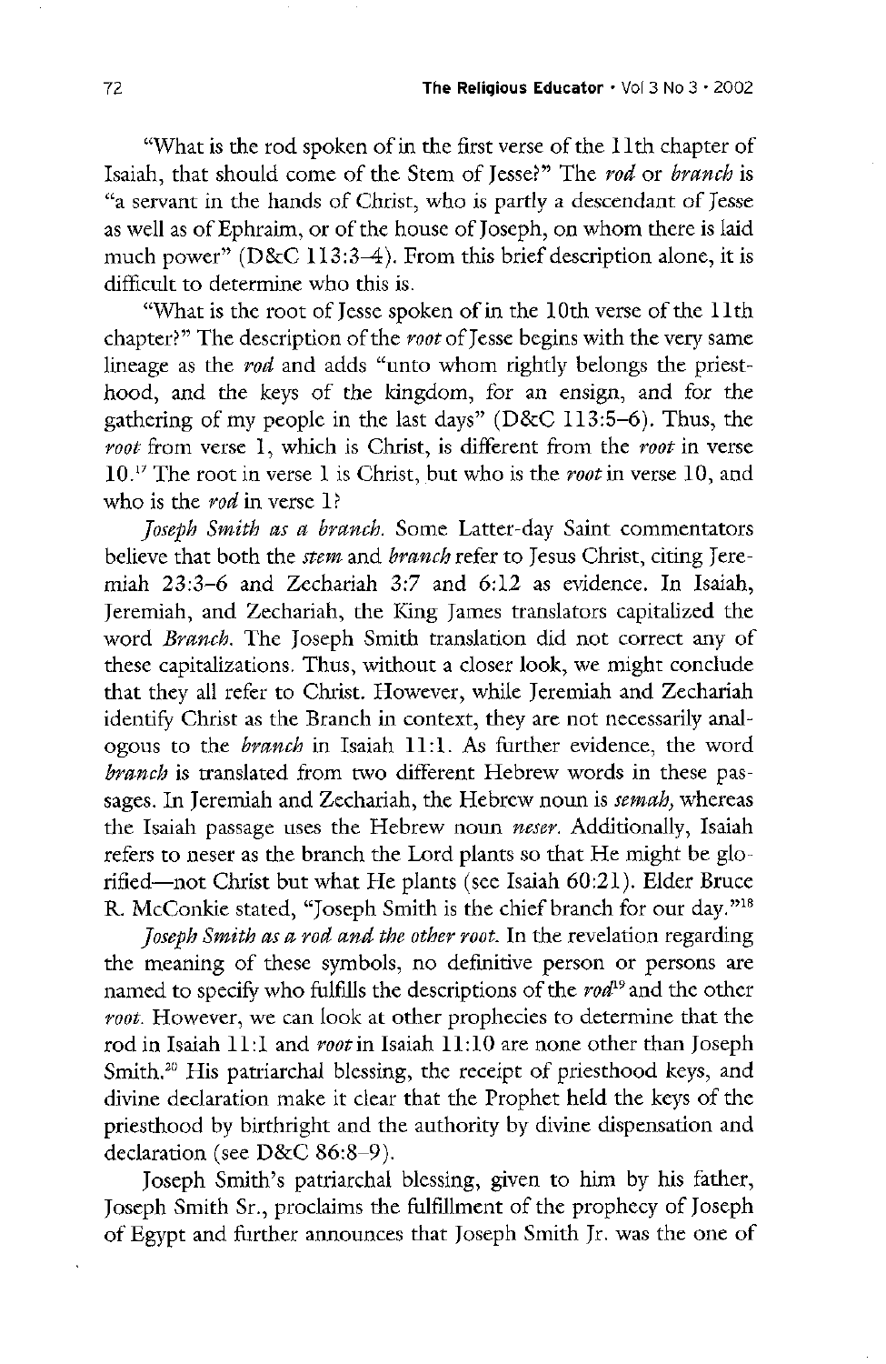"What is the rod spoken of in the first verse of the 11th chapter of Isaiah, that should come of the Stem of Jesse?" The *rod* or *branch* is "a servant in the hands of Christ, who is partly a descendant of Jesse as well as of Ephraim, or of the house of Joseph, on whom there is laid much power" (D&C 113:3–4). From this brief description alone, it is difficult to determine who this is.

"What is the root of Jesse spoken of in the 10th verse of the 11th chapter?" The description of the *root* of Jesse begins with the very same lineage as the *rod* and adds "unto whom rightly belongs the priesthood, and the keys of the kingdom, for an ensign, and for the gathering of my people in the last days" (D&C 113:5–6). Thus, the *root* from verse 1, which is Christ, is different from the *root* in verse 10.[17] The root in verse 1 is Christ, but who is the *root* in verse 10, and who is the *rod* in verse 1?

*Joseph Smith as a branch.* Some Latter-day Saint commentators believe that both the *stem* and *branch* refer to Jesus Christ, citing Jeremiah 23:3–6 and Zechariah 3:7 and 6:12 as evidence. In Isaiah, Jeremiah, and Zechariah, the King James translators capitalized the word *Branch*. The Joseph Smith translation did not correct any of these capitalizations. Thus, without a closer look, we might conclude that they all refer to Christ. However, while Jeremiah and Zechariah identify Christ as the Branch in context, they are not necessarily analogous to the *branch* in Isaiah 11:1. As further evidence, the word *branch* is translated from two different Hebrew words in these passages. In Jeremiah and Zechariah, the Hebrew noun is *semah,* whereas the Isaiah passage uses the Hebrew noun *neser*. Additionally, Isaiah refers to neser as the branch the Lord plants so that He might be glorified—not Christ but what He plants (see Isaiah 60:21). Elder Bruce R. McConkie stated, "Joseph Smith is the chief branch for our day."[18]

*Joseph Smith as a rod and the other root.* In the revelation regarding the meaning of these symbols, no definitive person or persons are named to specify who fulfills the descriptions of the *rod*[19] and the other *root*. However, we can look at other prophecies to determine that the rod in Isaiah 11:1 and *root* in Isaiah 11:10 are none other than Joseph Smith.[20] His patriarchal blessing, the receipt of priesthood keys, and divine declaration make it clear that the Prophet held the keys of the priesthood by birthright and the authority by divine dispensation and declaration (see D&C 86:8–9).

Joseph Smith's patriarchal blessing, given to him by his father, Joseph Smith Sr., proclaims the fulfillment of the prophecy of Joseph of Egypt and further announces that Joseph Smith Jr. was the one of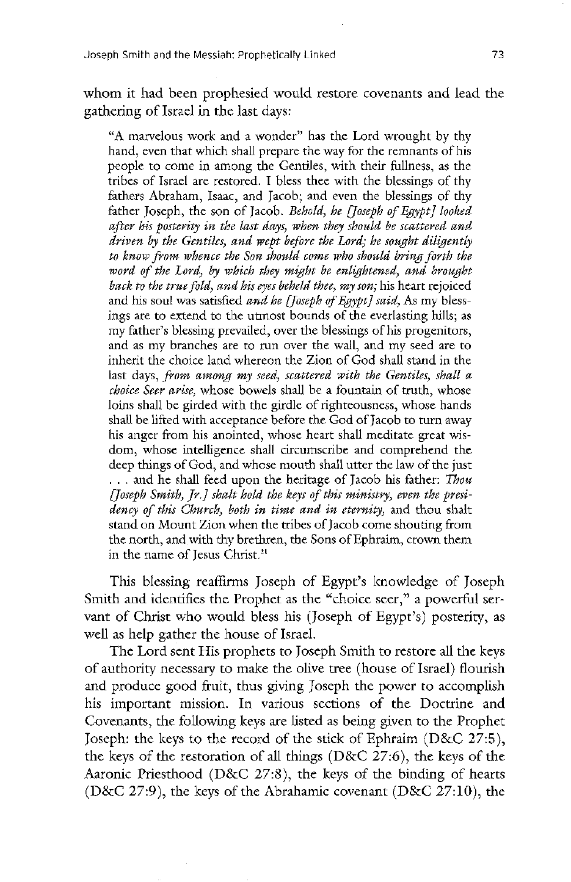whom it had been prophesied would restore covenants and lead the gathering of Israel in the last days:

> "A marvelous work and a wonder" has the Lord wrought by thy hand, even that which shall prepare the way for the remnants of his people to come in among the Gentiles, with their fullness, as the tribes of Israel are restored. I bless thee with the blessings of thy fathers Abraham, Isaac, and Jacob; and even the blessings of thy father Joseph, the son of Jacob. *Behold, he [Joseph of Egypt] looked after his posterity in the last days, when they should be scattered and driven by the Gentiles, and wept before the Lord; he sought diligently to know from whence the Son should come who should bring forth the word of the Lord, by which they might be enlightened, and brought back to the true fold, and his eyes beheld thee, my son;* his heart rejoiced and his soul was satisfied *and he [Joseph of Egypt] said,* As my blessings are to extend to the utmost bounds of the everlasting hills; as my father's blessing prevailed, over the blessings of his progenitors, and as my branches are to run over the wall, and my seed are to inherit the choice land whereon the Zion of God shall stand in the last days, *from among my seed, scattered with the Gentiles, shall a choice Seer arise,* whose bowels shall be a fountain of truth, whose loins shall be girded with the girdle of righteousness, whose hands shall be lifted with acceptance before the God of Jacob to turn away his anger from his anointed, whose heart shall meditate great wisdom, whose intelligence shall circumscribe and comprehend the deep things of God, and whose mouth shall utter the law of the just . . . and he shall feed upon the heritage of Jacob his father: *Thou [Joseph Smith, Jr.] shalt hold the keys of this ministry, even the presidency of this Church, both in time and in eternity,* and thou shalt stand on Mount Zion when the tribes of Jacob come shouting from the north, and with thy brethren, the Sons of Ephraim, crown them in the name of Jesus Christ.[31]

This blessing reaffirms Joseph of Egypt's knowledge of Joseph Smith and identifies the Prophet as the "choice seer," a powerful servant of Christ who would bless his (Joseph of Egypt's) posterity, as well as help gather the house of Israel.

The Lord sent His prophets to Joseph Smith to restore all the keys of authority necessary to make the olive tree (house of Israel) flourish and produce good fruit, thus giving Joseph the power to accomplish his important mission. In various sections of the Doctrine and Covenants, the following keys are listed as being given to the Prophet Joseph: the keys to the record of the stick of Ephraim (D&C 27:5), the keys of the restoration of all things (D&C 27:6), the keys of the Aaronic Priesthood (D&C 27:8), the keys of the binding of hearts (D&C 27:9), the keys of the Abrahamic covenant (D&C 27:10), the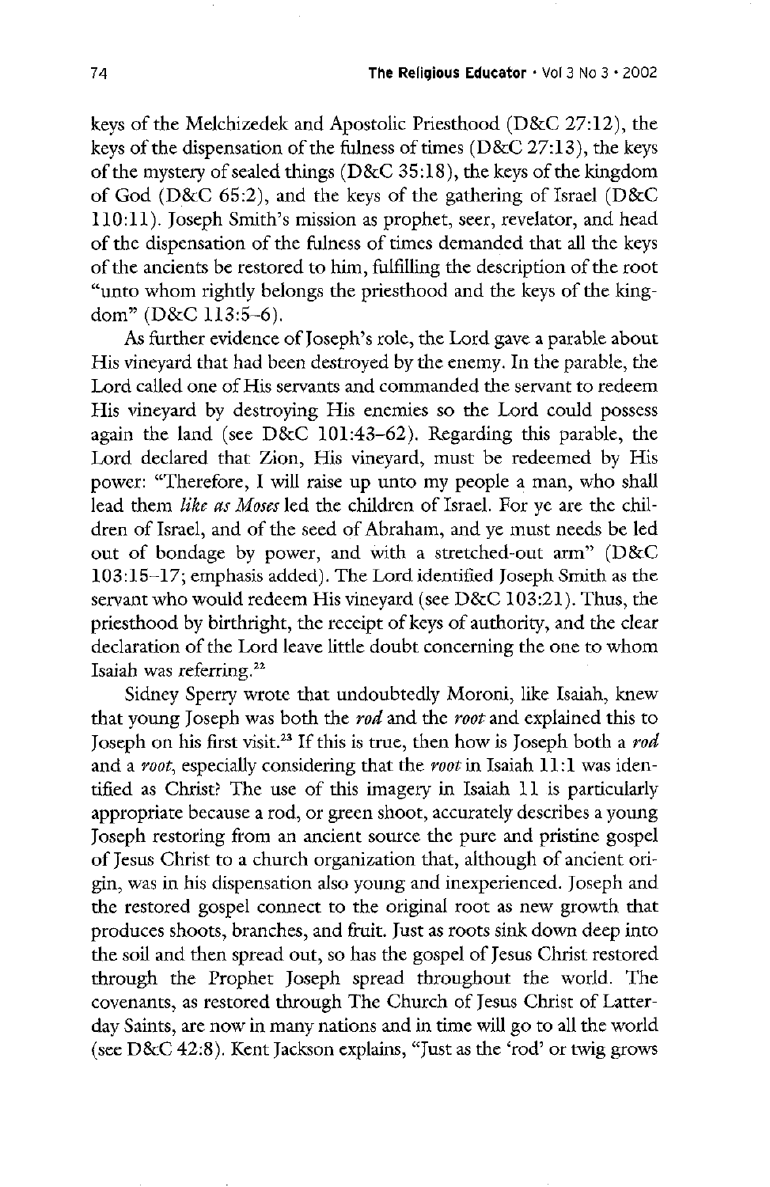keys of the Melchizedek and Apostolic Priesthood (D&C 27:12), the keys of the dispensation of the fulness of times (D&C 27:13), the keys of the mystery of sealed things (D&C 35:18), the keys of the kingdom of God (D&C 65:2), and the keys of the gathering of Israel (D&C 110:11). Joseph Smith's mission as prophet, seer, revelator, and head of the dispensation of the fulness of times demanded that all the keys of the ancients be restored to him, fulfilling the description of the root "unto whom rightly belongs the priesthood and the keys of the kingdom" (D&C 113:5–6).

As further evidence of Joseph's role, the Lord gave a parable about His vineyard that had been destroyed by the enemy. In the parable, the Lord called one of His servants and commanded the servant to redeem His vineyard by destroying His enemies so the Lord could possess again the land (see D&C 101:43–62). Regarding this parable, the Lord declared that Zion, His vineyard, must be redeemed by His power: "Therefore, I will raise up unto my people a man, who shall lead them *like as Moses* led the children of Israel. For ye are the children of Israel, and of the seed of Abraham, and ye must needs be led out of bondage by power, and with a stretched-out arm" (D&C 103:15–17; emphasis added). The Lord identified Joseph Smith as the servant who would redeem His vineyard (see D&C 103:21). Thus, the priesthood by birthright, the receipt of keys of authority, and the clear declaration of the Lord leave little doubt concerning the one to whom Isaiah was referring.[22]

Sidney Sperry wrote that undoubtedly Moroni, like Isaiah, knew that young Joseph was both the *rod* and the *root* and explained this to Joseph on his first visit.[23] If this is true, then how is Joseph both a *rod* and a *root*, especially considering that the *root* in Isaiah 11:1 was identified as Christ? The use of this imagery in Isaiah 11 is particularly appropriate because a rod, or green shoot, accurately describes a young Joseph restoring from an ancient source the pure and pristine gospel of Jesus Christ to a church organization that, although of ancient origin, was in his dispensation also young and inexperienced. Joseph and the restored gospel connect to the original root as new growth that produces shoots, branches, and fruit. Just as roots sink down deep into the soil and then spread out, so has the gospel of Jesus Christ restored through the Prophet Joseph spread throughout the world. The covenants, as restored through The Church of Jesus Christ of Latter-day Saints, are now in many nations and in time will go to all the world (see D&C 42:8). Kent Jackson explains, "Just as the 'rod' or twig grows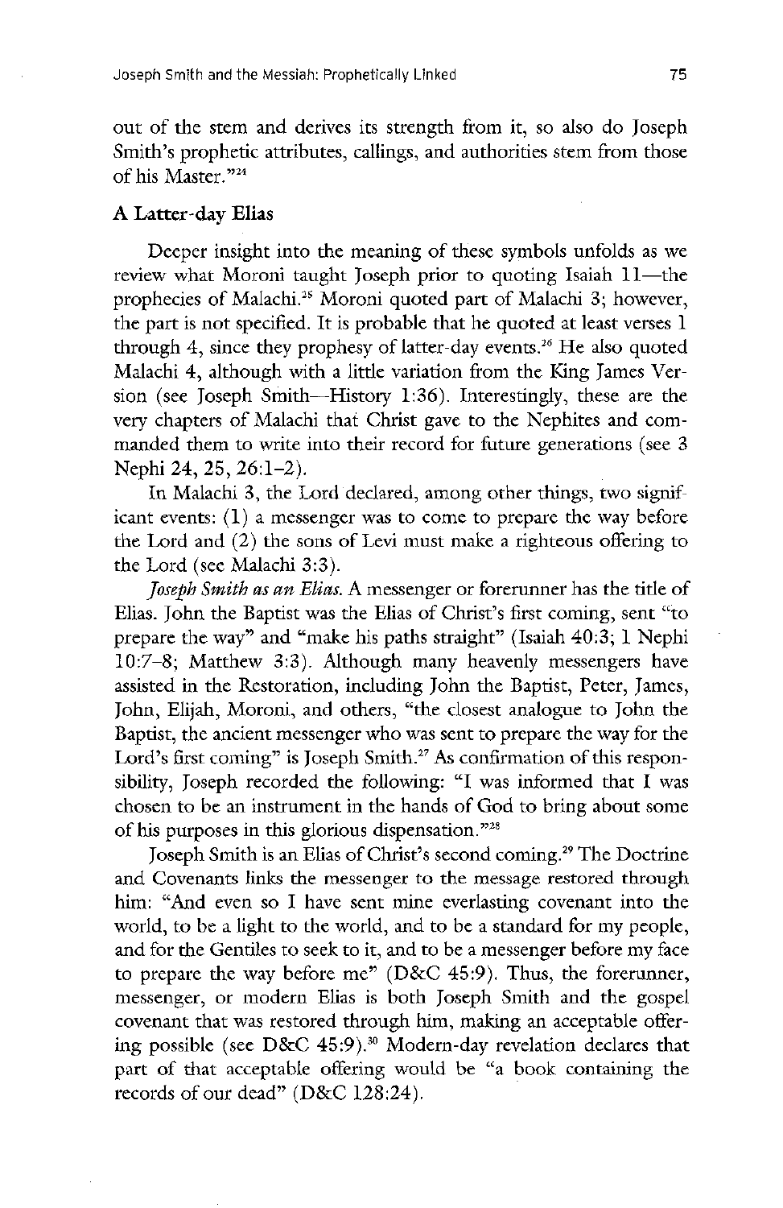out of the stem and derives its strength from it, so also do Joseph Smith's prophetic attributes, callings, and authorities stem from those of his Master."[24]

### A Latter-day Elias

Deeper insight into the meaning of these symbols unfolds as we review what Moroni taught Joseph prior to quoting Isaiah 11—the prophecies of Malachi.[25] Moroni quoted part of Malachi 3; however, the part is not specified. It is probable that he quoted at least verses 1 through 4, since they prophesy of latter-day events.[26] He also quoted Malachi 4, although with a little variation from the King James Version (see Joseph Smith—History 1:36). Interestingly, these are the very chapters of Malachi that Christ gave to the Nephites and commanded them to write into their record for future generations (see 3 Nephi 24, 25, 26:1–2).

In Malachi 3, the Lord declared, among other things, two significant events: (1) a messenger was to come to prepare the way before the Lord and (2) the sons of Levi must make a righteous offering to the Lord (see Malachi 3:3).

*Joseph Smith as an Elias.* A messenger or forerunner has the title of Elias. John the Baptist was the Elias of Christ's first coming, sent "to prepare the way" and "make his paths straight" (Isaiah 40:3; 1 Nephi 10:7–8; Matthew 3:3). Although many heavenly messengers have assisted in the Restoration, including John the Baptist, Peter, James, John, Elijah, Moroni, and others, "the closest analogue to John the Baptist, the ancient messenger who was sent to prepare the way for the Lord's first coming" is Joseph Smith.[27] As confirmation of this responsibility, Joseph recorded the following: "I was informed that I was chosen to be an instrument in the hands of God to bring about some of his purposes in this glorious dispensation."[28]

Joseph Smith is an Elias of Christ's second coming.[29] The Doctrine and Covenants links the messenger to the message restored through him: "And even so I have sent mine everlasting covenant into the world, to be a light to the world, and to be a standard for my people, and for the Gentiles to seek to it, and to be a messenger before my face to prepare the way before me" (D&C 45:9). Thus, the forerunner, messenger, or modern Elias is both Joseph Smith and the gospel covenant that was restored through him, making an acceptable offering possible (see D&C 45:9).[30] Modern-day revelation declares that part of that acceptable offering would be "a book containing the records of our dead" (D&C 128:24).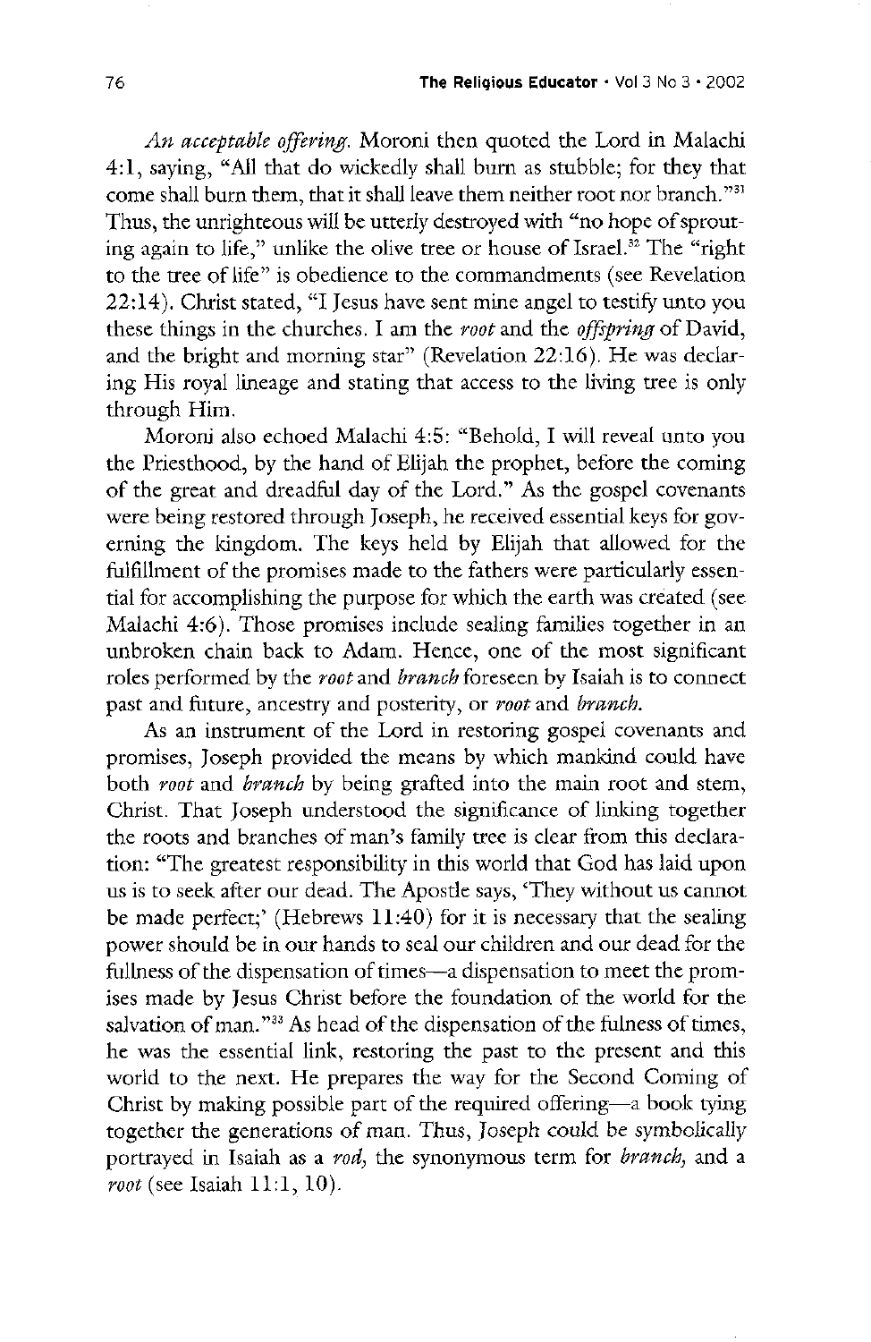*An acceptable offering.* Moroni then quoted the Lord in Malachi 4:1, saying, "All that do wickedly shall burn as stubble; for they that come shall burn them, that it shall leave them neither root nor branch."[31] Thus, the unrighteous will be utterly destroyed with "no hope of sprouting again to life," unlike the olive tree or house of Israel.[32] The "right to the tree of life" is obedience to the commandments (see Revelation 22:14). Christ stated, "I Jesus have sent mine angel to testify unto you these things in the churches. I am the *root* and the *offspring* of David, and the bright and morning star" (Revelation 22:16). He was declaring His royal lineage and stating that access to the living tree is only through Him.

Moroni also echoed Malachi 4:5: "Behold, I will reveal unto you the Priesthood, by the hand of Elijah the prophet, before the coming of the great and dreadful day of the Lord." As the gospel covenants were being restored through Joseph, he received essential keys for governing the kingdom. The keys held by Elijah that allowed for the fulfillment of the promises made to the fathers were particularly essential for accomplishing the purpose for which the earth was created (see Malachi 4:6). Those promises include sealing families together in an unbroken chain back to Adam. Hence, one of the most significant roles performed by the *root* and *branch* foreseen by Isaiah is to connect past and future, ancestry and posterity, or *root* and *branch*.

As an instrument of the Lord in restoring gospel covenants and promises, Joseph provided the means by which mankind could have both *root* and *branch* by being grafted into the main root and stem, Christ. That Joseph understood the significance of linking together the roots and branches of man's family tree is clear from this declaration: "The greatest responsibility in this world that God has laid upon us is to seek after our dead. The Apostle says, 'They without us cannot be made perfect;' (Hebrews 11:40) for it is necessary that the sealing power should be in our hands to seal our children and our dead for the fullness of the dispensation of times—a dispensation to meet the promises made by Jesus Christ before the foundation of the world for the salvation of man."[33] As head of the dispensation of the fulness of times, he was the essential link, restoring the past to the present and this world to the next. He prepares the way for the Second Coming of Christ by making possible part of the required offering—a book tying together the generations of man. Thus, Joseph could be symbolically portrayed in Isaiah as a *rod*, the synonymous term for *branch*, and a *root* (see Isaiah 11:1, 10).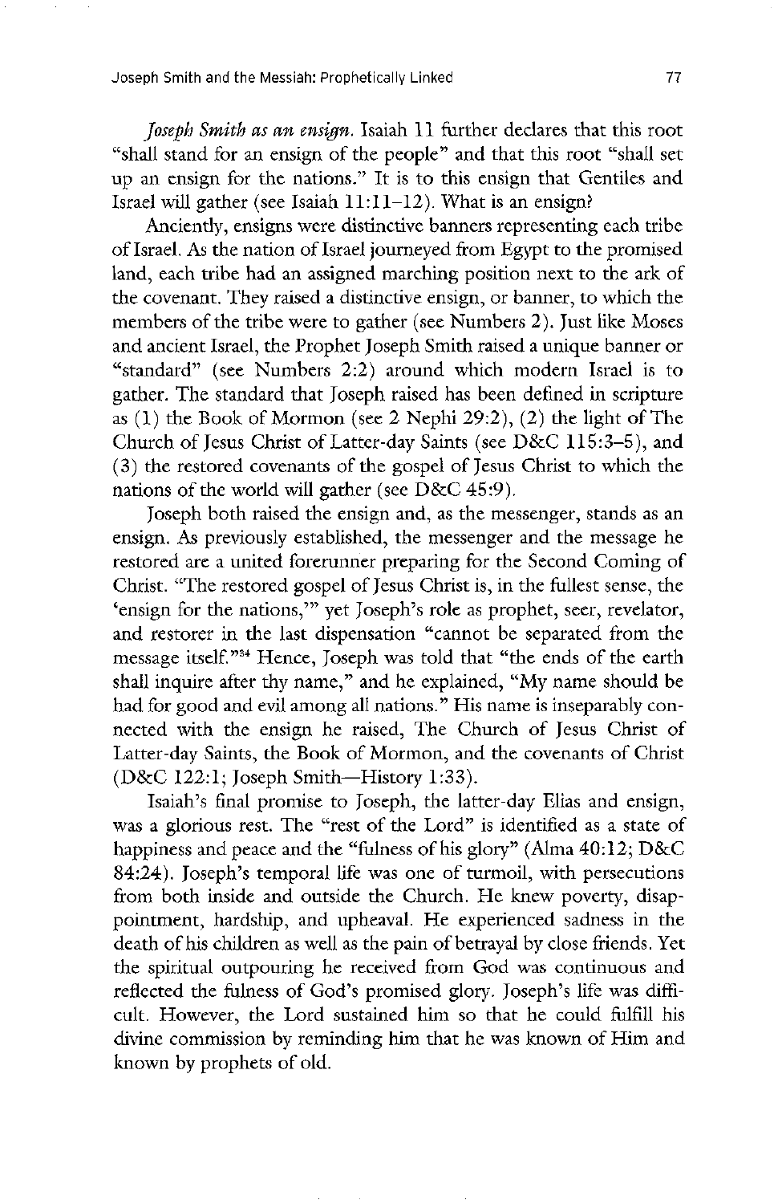*Joseph Smith as an ensign.* Isaiah 11 further declares that this root "shall stand for an ensign of the people" and that this root "shall set up an ensign for the nations." It is to this ensign that Gentiles and Israel will gather (see Isaiah 11:11–12). What is an ensign?

Anciently, ensigns were distinctive banners representing each tribe of Israel. As the nation of Israel journeyed from Egypt to the promised land, each tribe had an assigned marching position next to the ark of the covenant. They raised a distinctive ensign, or banner, to which the members of the tribe were to gather (see Numbers 2). Just like Moses and ancient Israel, the Prophet Joseph Smith raised a unique banner or "standard" (see Numbers 2:2) around which modern Israel is to gather. The standard that Joseph raised has been defined in scripture as (1) the Book of Mormon (see 2 Nephi 29:2), (2) the light of The Church of Jesus Christ of Latter-day Saints (see D&C 115:3–5), and (3) the restored covenants of the gospel of Jesus Christ to which the nations of the world will gather (see D&C 45:9).

Joseph both raised the ensign and, as the messenger, stands as an ensign. As previously established, the messenger and the message he restored are a united forerunner preparing for the Second Coming of Christ. "The restored gospel of Jesus Christ is, in the fullest sense, the 'ensign for the nations,'" yet Joseph's role as prophet, seer, revelator, and restorer in the last dispensation "cannot be separated from the message itself."[34] Hence, Joseph was told that "the ends of the earth shall inquire after thy name," and he explained, "My name should be had for good and evil among all nations." His name is inseparably connected with the ensign he raised, The Church of Jesus Christ of Latter-day Saints, the Book of Mormon, and the covenants of Christ (D&C 122:1; Joseph Smith—History 1:33).

Isaiah's final promise to Joseph, the latter-day Elias and ensign, was a glorious rest. The "rest of the Lord" is identified as a state of happiness and peace and the "fulness of his glory" (Alma 40:12; D&C 84:24). Joseph's temporal life was one of turmoil, with persecutions from both inside and outside the Church. He knew poverty, disappointment, hardship, and upheaval. He experienced sadness in the death of his children as well as the pain of betrayal by close friends. Yet the spiritual outpouring he received from God was continuous and reflected the fulness of God's promised glory. Joseph's life was difficult. However, the Lord sustained him so that he could fulfill his divine commission by reminding him that he was known of Him and known by prophets of old.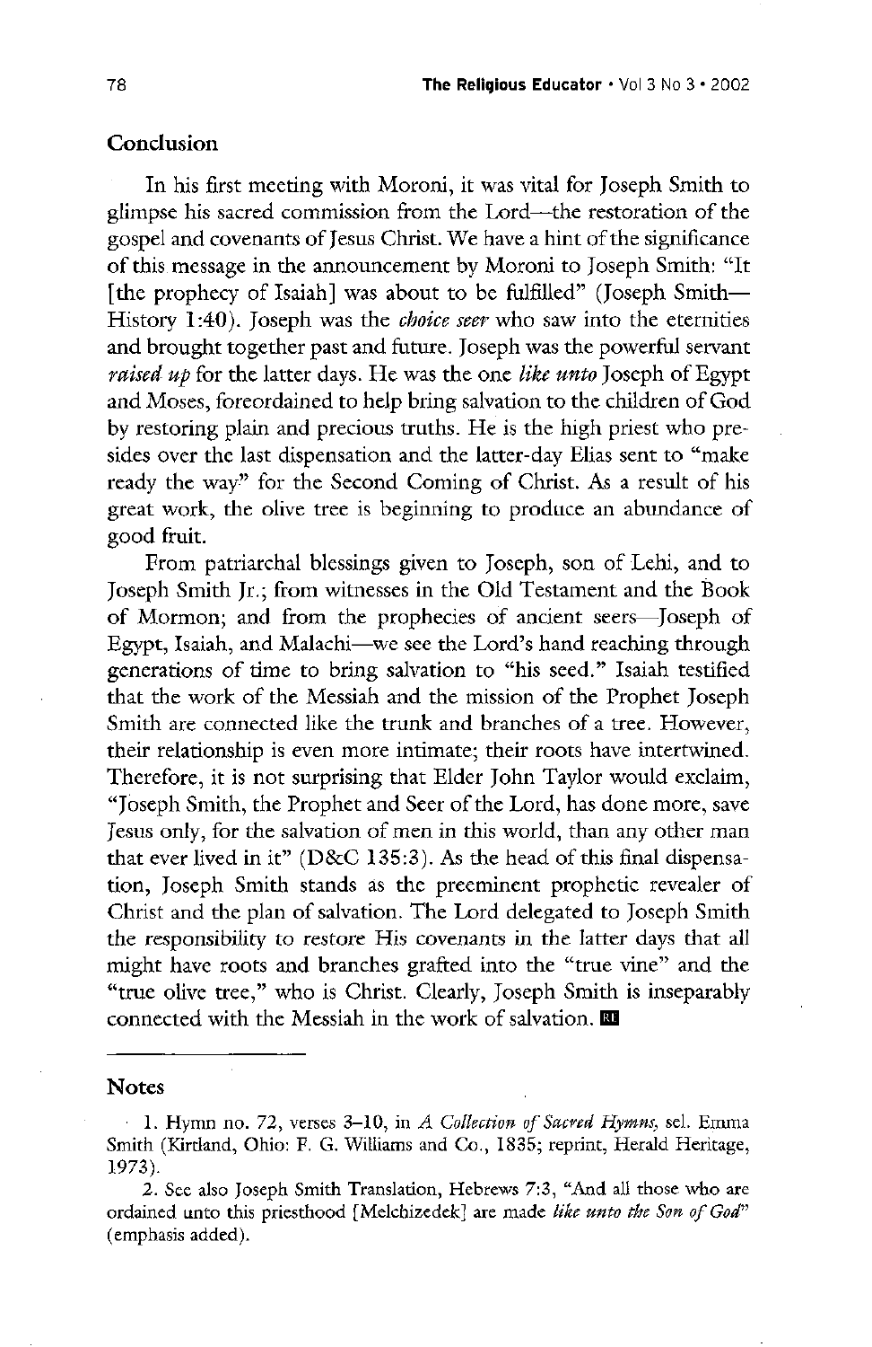## Conclusion

In his first meeting with Moroni, it was vital for Joseph Smith to glimpse his sacred commission from the Lord—the restoration of the gospel and covenants of Jesus Christ. We have a hint of the significance of this message in the announcement by Moroni to Joseph Smith: "It [the prophecy of Isaiah] was about to be fulfilled" (Joseph Smith—History 1:40). Joseph was the *choice seer* who saw into the eternities and brought together past and future. Joseph was the powerful servant *raised up* for the latter days. He was the one *like unto* Joseph of Egypt and Moses, foreordained to help bring salvation to the children of God by restoring plain and precious truths. He is the high priest who presides over the last dispensation and the latter-day Elias sent to "make ready the way" for the Second Coming of Christ. As a result of his great work, the olive tree is beginning to produce an abundance of good fruit.

From patriarchal blessings given to Joseph, son of Lehi, and to Joseph Smith Jr.; from witnesses in the Old Testament and the Book of Mormon; and from the prophecies of ancient seers—Joseph of Egypt, Isaiah, and Malachi—we see the Lord's hand reaching through generations of time to bring salvation to "his seed." Isaiah testified that the work of the Messiah and the mission of the Prophet Joseph Smith are connected like the trunk and branches of a tree. However, their relationship is even more intimate; their roots have intertwined. Therefore, it is not surprising that Elder John Taylor would exclaim, "Joseph Smith, the Prophet and Seer of the Lord, has done more, save Jesus only, for the salvation of men in this world, than any other man that ever lived in it" (D&C 135:3). As the head of this final dispensation, Joseph Smith stands as the preeminent prophetic revealer of Christ and the plan of salvation. The Lord delegated to Joseph Smith the responsibility to restore His covenants in the latter days that all might have roots and branches grafted into the "true vine" and the "true olive tree," who is Christ. Clearly, Joseph Smith is inseparably connected with the Messiah in the work of salvation.

---

## Notes

1. Hymn no. 72, verses 3–10, in *A Collection of Sacred Hymns,* sel. Emma Smith (Kirtland, Ohio: F. G. Williams and Co., 1835; reprint, Herald Heritage, 1973).

2. See also Joseph Smith Translation, Hebrews 7:3, "And all those who are ordained unto this priesthood [Melchizedek] are made *like unto the Son of God*" (emphasis added).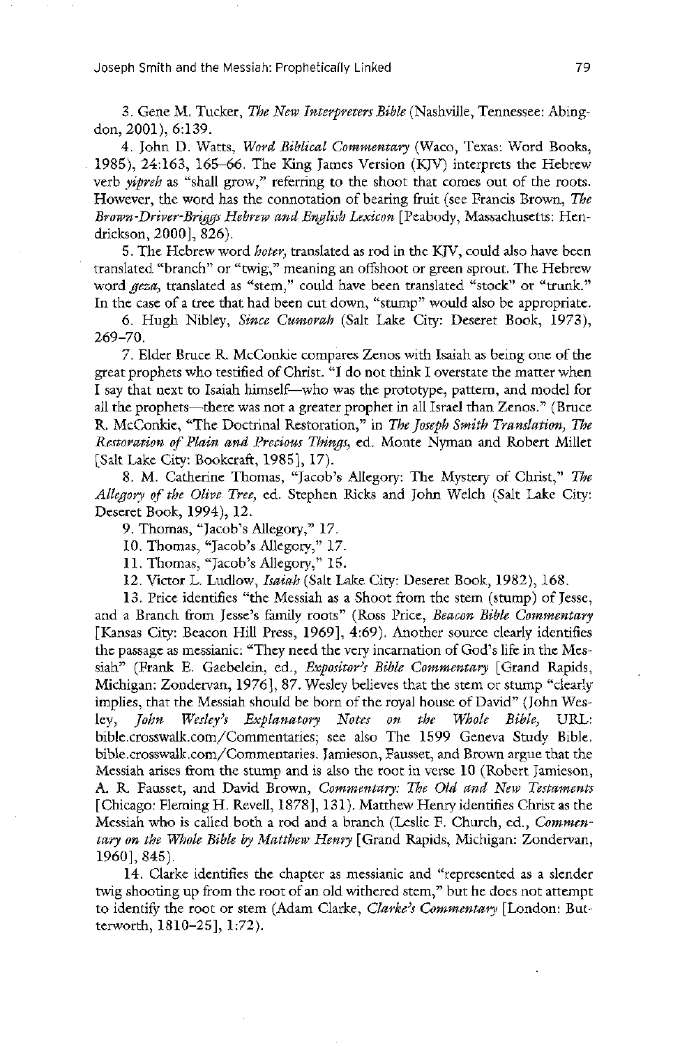3. Gene M. Tucker, *The New Interpreters Bible* (Nashville, Tennessee: Abingdon, 2001), 6:139.

4. John D. Watts, *Word Biblical Commentary* (Waco, Texas: Word Books, 1985), 24:163, 165–66. The King James Version (KJV) interprets the Hebrew verb *yipreh* as "shall grow," referring to the shoot that comes out of the roots. However, the word has the connotation of bearing fruit (see Francis Brown, *The Brown-Driver-Briggs Hebrew and English Lexicon* [Peabody, Massachusetts: Hendrickson, 2000], 826).

5. The Hebrew word *hoter*, translated as rod in the KJV, could also have been translated "branch" or "twig," meaning an offshoot or green sprout. The Hebrew word *geza*, translated as "stem," could have been translated "stock" or "trunk." In the case of a tree that had been cut down, "stump" would also be appropriate.

6. Hugh Nibley, *Since Cumorah* (Salt Lake City: Deseret Book, 1973), 269–70.

7. Elder Bruce R. McConkie compares Zenos with Isaiah as being one of the great prophets who testified of Christ. "I do not think I overstate the matter when I say that next to Isaiah himself—who was the prototype, pattern, and model for all the prophets—there was not a greater prophet in all Israel than Zenos." (Bruce R. McConkie, "The Doctrinal Restoration," in *The Joseph Smith Translation, The Restoration of Plain and Precious Things*, ed. Monte Nyman and Robert Millet [Salt Lake City: Bookcraft, 1985], 17).

8. M. Catherine Thomas, "Jacob's Allegory: The Mystery of Christ," *The Allegory of the Olive Tree*, ed. Stephen Ricks and John Welch (Salt Lake City: Deseret Book, 1994), 12.

9. Thomas, "Jacob's Allegory," 17.

10. Thomas, "Jacob's Allegory," 17.

11. Thomas, "Jacob's Allegory," 15.

12. Victor L. Ludlow, *Isaiah* (Salt Lake City: Deseret Book, 1982), 168.

13. Price identifies "the Messiah as a Shoot from the stem (stump) of Jesse, and a Branch from Jesse's family roots" (Ross Price, *Beacon Bible Commentary* [Kansas City: Beacon Hill Press, 1969], 4:69). Another source clearly identifies the passage as messianic: "They need the very incarnation of God's life in the Messiah" (Frank E. Gaebelein, ed., *Expositor's Bible Commentary* [Grand Rapids, Michigan: Zondervan, 1976], 87. Wesley believes that the stem or stump "clearly implies, that the Messiah should be born of the royal house of David" (John Wesley, *John Wesley's Explanatory Notes on the Whole Bible*, URL: bible.crosswalk.com/Commentaries; see also The 1599 Geneva Study Bible. bible.crosswalk.com/Commentaries. Jamieson, Fausset, and Brown argue that the Messiah arises from the stump and is also the root in verse 10 (Robert Jamieson, A. R. Fausset, and David Brown, *Commentary: The Old and New Testaments* [Chicago: Fleming H. Revell, 1878], 131). Matthew Henry identifies Christ as the Messiah who is called both a rod and a branch (Leslie F. Church, ed., *Commentary on the Whole Bible by Matthew Henry* [Grand Rapids, Michigan: Zondervan, 1960], 845).

14. Clarke identifies the chapter as messianic and "represented as a slender twig shooting up from the root of an old withered stem," but he does not attempt to identify the root or stem (Adam Clarke, *Clarke's Commentary* [London: Butterworth, 1810–25], 1:72).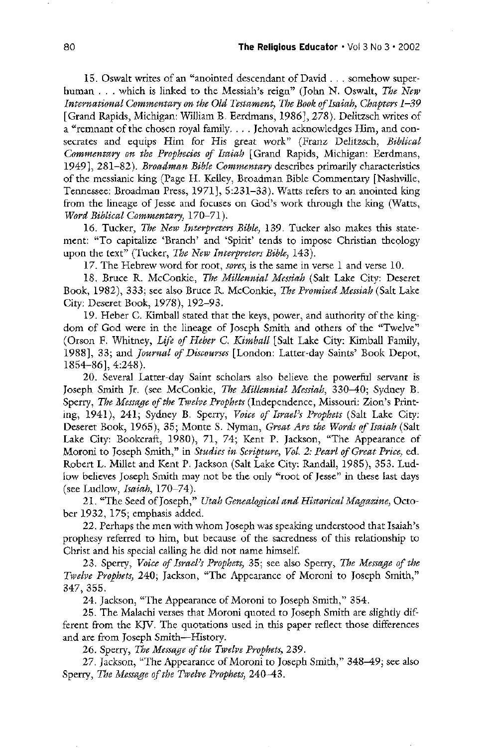15. Oswalt writes of an "anointed descendant of David . . . somehow superhuman . . . which is linked to the Messiah's reign" (John N. Oswalt, *The New International Commentary on the Old Testament, The Book of Isaiah, Chapters 1–39* [Grand Rapids, Michigan: William B. Eerdmans, 1986], 278). Delitzsch writes of a "remnant of the chosen royal family. . . . Jehovah acknowledges Him, and consecrates and equips Him for His great work" (Franz Delitzsch, *Biblical Commentary on the Prophecies of Isaiah* [Grand Rapids, Michigan: Eerdmans, 1949], 281–82). *Broadman Bible Commentary* describes primarily characteristics of the messianic king (Page H. Kelley, Broadman Bible Commentary [Nashville, Tennessee: Broadman Press, 1971], 5:231–33). Watts refers to an anointed king from the lineage of Jesse and focuses on God's work through the king (Watts, *Word Biblical Commentary,* 170–71).

16. Tucker, *The New Interpreters Bible,* 139. Tucker also makes this statement: "To capitalize 'Branch' and 'Spirit' tends to impose Christian theology upon the text" (Tucker, *The New Interpreters Bible,* 143).

17. The Hebrew word for root, *sores,* is the same in verse 1 and verse 10.

18. Bruce R. McConkie, *The Millennial Messiah* (Salt Lake City: Deseret Book, 1982), 333; see also Bruce R. McConkie, *The Promised Messiah* (Salt Lake City: Deseret Book, 1978), 192–93.

19. Heber C. Kimball stated that the keys, power, and authority of the kingdom of God were in the lineage of Joseph Smith and others of the "Twelve" (Orson F. Whitney, *Life of Heber C. Kimball* [Salt Lake City: Kimball Family, 1988], 33; and *Journal of Discourses* [London: Latter-day Saints' Book Depot, 1854–86], 4:248).

20. Several Latter-day Saint scholars also believe the powerful servant is Joseph Smith Jr. (see McConkie, *The Millennial Messiah,* 330–40; Sydney B. Sperry, *The Message of the Twelve Prophets* (Independence, Missouri: Zion's Printing, 1941), 241; Sydney B. Sperry, *Voice of Israel's Prophets* (Salt Lake City: Deseret Book, 1965), 35; Monte S. Nyman, *Great Are the Words of Isaiah* (Salt Lake City: Bookcraft, 1980), 71, 74; Kent P. Jackson, "The Appearance of Moroni to Joseph Smith," in *Studies in Scripture, Vol. 2: Pearl of Great Price,* ed. Robert L. Millet and Kent P. Jackson (Salt Lake City: Randall, 1985), 353. Ludlow believes Joseph Smith may not be the only "root of Jesse" in these last days (see Ludlow, *Isaiah,* 170–74).

21. "The Seed of Joseph," *Utah Genealogical and Historical Magazine,* October 1932, 175; emphasis added.

22. Perhaps the men with whom Joseph was speaking understood that Isaiah's prophesy referred to him, but because of the sacredness of this relationship to Christ and his special calling he did not name himself.

23. Sperry, *Voice of Israel's Prophets,* 35; see also Sperry, *The Message of the Twelve Prophets,* 240; Jackson, "The Appearance of Moroni to Joseph Smith," 347, 355.

24. Jackson, "The Appearance of Moroni to Joseph Smith," 354.

25. The Malachi verses that Moroni quoted to Joseph Smith are slightly different from the KJV. The quotations used in this paper reflect those differences and are from Joseph Smith—History.

26. Sperry, *The Message of the Twelve Prophets,* 239.

27. Jackson, "The Appearance of Moroni to Joseph Smith," 348–49; see also Sperry, *The Message of the Twelve Prophets,* 240–43.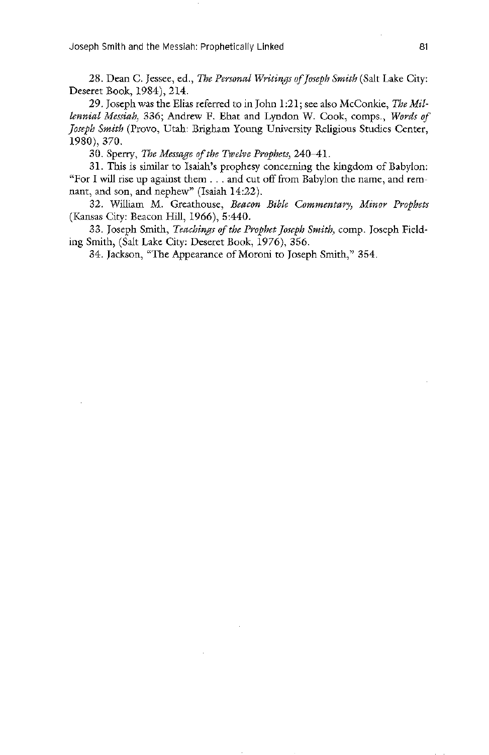28. Dean C. Jessee, ed., *The Personal Writings of Joseph Smith* (Salt Lake City: Deseret Book, 1984), 214.

29. Joseph was the Elias referred to in John 1:21; see also McConkie, *The Millennial Messiah,* 336; Andrew F. Ehat and Lyndon W. Cook, comps., *Words of Joseph Smith* (Provo, Utah: Brigham Young University Religious Studies Center, 1980), 370.

30. Sperry, *The Message of the Twelve Prophets,* 240–41.

31. This is similar to Isaiah's prophesy concerning the kingdom of Babylon: "For I will rise up against them . . . and cut off from Babylon the name, and remnant, and son, and nephew" (Isaiah 14:22).

32. William M. Greathouse, *Beacon Bible Commentary, Minor Prophets* (Kansas City: Beacon Hill, 1966), 5:440.

33. Joseph Smith, *Teachings of the Prophet Joseph Smith,* comp. Joseph Fielding Smith, (Salt Lake City: Deseret Book, 1976), 356.

34. Jackson, "The Appearance of Moroni to Joseph Smith," 354.